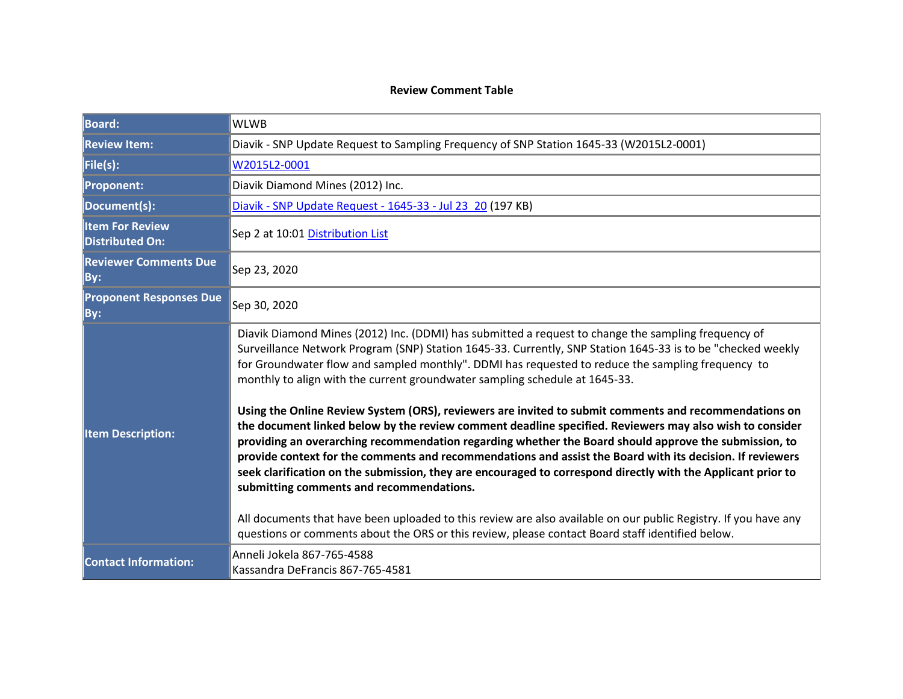**Review Comment Table**

| Board: | WLWB |
|---|---|
| Review Item: | Diavik - SNP Update Request to Sampling Frequency of SNP Station 1645-33 (W2015L2-0001) |
| File(s): | W2015L2-0001 |
| Proponent: | Diavik Diamond Mines (2012) Inc. |
| Document(s): | Diavik - SNP Update Request - 1645-33 - Jul 23 20 (197 KB) |
| Item For Review Distributed On: | Sep 2 at 10:01 Distribution List |
| Reviewer Comments Due By: | Sep 23, 2020 |
| Proponent Responses Due By: | Sep 30, 2020 |
| Item Description: | Diavik Diamond Mines (2012) Inc. (DDMI) has submitted a request to change the sampling frequency of Surveillance Network Program (SNP) Station 1645-33. Currently, SNP Station 1645-33 is to be "checked weekly for Groundwater flow and sampled monthly". DDMI has requested to reduce the sampling frequency to monthly to align with the current groundwater sampling schedule at 1645-33.<br><br>**Using the Online Review System (ORS), reviewers are invited to submit comments and recommendations on the document linked below by the review comment deadline specified. Reviewers may also wish to consider providing an overarching recommendation regarding whether the Board should approve the submission, to provide context for the comments and recommendations and assist the Board with its decision. If reviewers seek clarification on the submission, they are encouraged to correspond directly with the Applicant prior to submitting comments and recommendations.**<br><br>All documents that have been uploaded to this review are also available on our public Registry. If you have any questions or comments about the ORS or this review, please contact Board staff identified below. |
| Contact Information: | Anneli Jokela 867-765-4588<br>Kassandra DeFrancis 867-765-4581 |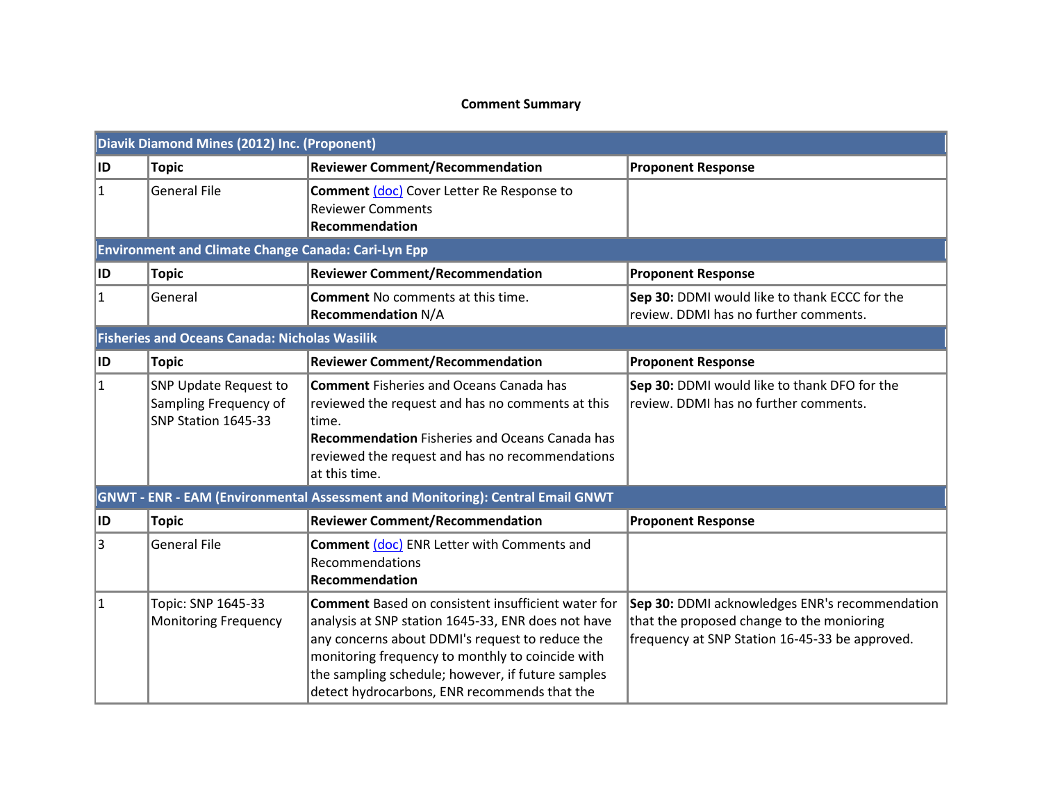**Comment Summary**

| Diavik Diamond Mines (2012) Inc. (Proponent) | | | |
|---|---|---|---|
| **ID** | **Topic** | **Reviewer Comment/Recommendation** | **Proponent Response** |
| 1 | General File | **Comment** (doc) Cover Letter Re Response to Reviewer Comments<br>**Recommendation** | |

| Environment and Climate Change Canada: Cari-Lyn Epp | | | |
|---|---|---|---|
| **ID** | **Topic** | **Reviewer Comment/Recommendation** | **Proponent Response** |
| 1 | General | **Comment** No comments at this time.<br>**Recommendation** N/A | **Sep 30:** DDMI would like to thank ECCC for the review. DDMI has no further comments. |

| Fisheries and Oceans Canada: Nicholas Wasilik | | | |
|---|---|---|---|
| **ID** | **Topic** | **Reviewer Comment/Recommendation** | **Proponent Response** |
| 1 | SNP Update Request to Sampling Frequency of SNP Station 1645-33 | **Comment** Fisheries and Oceans Canada has reviewed the request and has no comments at this time.<br>**Recommendation** Fisheries and Oceans Canada has reviewed the request and has no recommendations at this time. | **Sep 30:** DDMI would like to thank DFO for the review. DDMI has no further comments. |

| GNWT - ENR - EAM (Environmental Assessment and Monitoring): Central Email GNWT | | | |
|---|---|---|---|
| **ID** | **Topic** | **Reviewer Comment/Recommendation** | **Proponent Response** |
| 3 | General File | **Comment** (doc) ENR Letter with Comments and Recommendations<br>**Recommendation** | |
| 1 | Topic: SNP 1645-33 Monitoring Frequency | **Comment** Based on consistent insufficient water for analysis at SNP station 1645-33, ENR does not have any concerns about DDMI's request to reduce the monitoring frequency to monthly to coincide with the sampling schedule; however, if future samples detect hydrocarbons, ENR recommends that the | **Sep 30:** DDMI acknowledges ENR's recommendation that the proposed change to the monioring frequency at SNP Station 16-45-33 be approved. |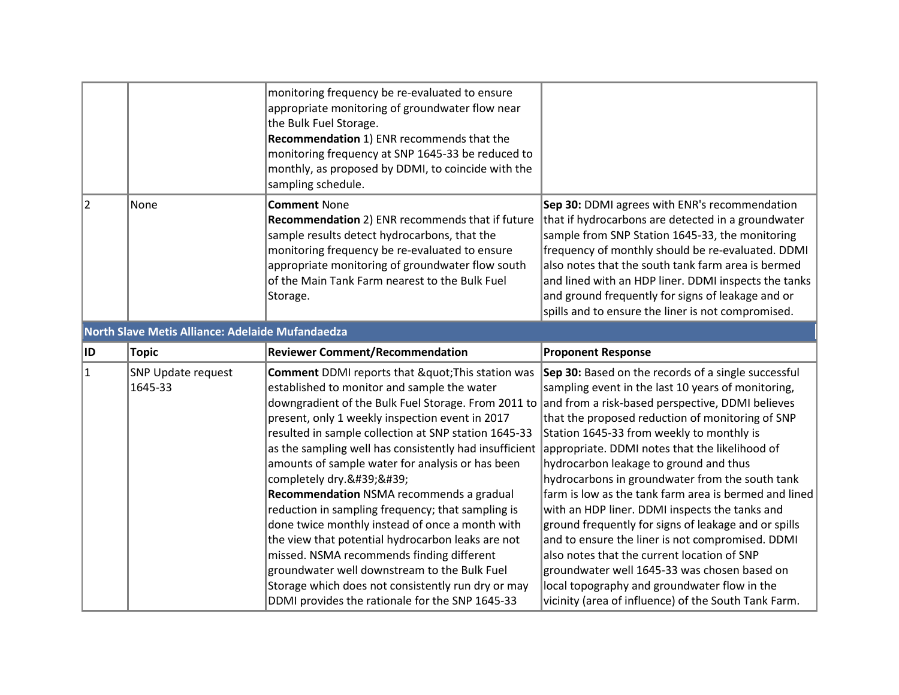| | | | |
|---|---|---|---|
| | | monitoring frequency be re-evaluated to ensure appropriate monitoring of groundwater flow near the Bulk Fuel Storage.<br>**Recommendation** 1) ENR recommends that the monitoring frequency at SNP 1645-33 be reduced to monthly, as proposed by DDMI, to coincide with the sampling schedule. | |
| 2 | None | **Comment** None<br>**Recommendation** 2) ENR recommends that if future sample results detect hydrocarbons, that the monitoring frequency be re-evaluated to ensure appropriate monitoring of groundwater flow south of the Main Tank Farm nearest to the Bulk Fuel Storage. | **Sep 30:** DDMI agrees with ENR's recommendation that if hydrocarbons are detected in a groundwater sample from SNP Station 1645-33, the monitoring frequency of monthly should be re-evaluated. DDMI also notes that the south tank farm area is bermed and lined with an HDP liner. DDMI inspects the tanks and ground frequently for signs of leakage and or spills and to ensure the liner is not compromised. |

**North Slave Metis Alliance: Adelaide Mufandaedza**

| ID | Topic | Reviewer Comment/Recommendation | Proponent Response |
|---|---|---|---|
| 1 | SNP Update request 1645-33 | **Comment** DDMI reports that &quot;This station was established to monitor and sample the water downgradient of the Bulk Fuel Storage. From 2011 to present, only 1 weekly inspection event in 2017 resulted in sample collection at SNP station 1645-33 as the sampling well has consistently had insufficient amounts of sample water for analysis or has been completely dry.&#39;&#39;<br>**Recommendation** NSMA recommends a gradual reduction in sampling frequency; that sampling is done twice monthly instead of once a month with the view that potential hydrocarbon leaks are not missed. NSMA recommends finding different groundwater well downstream to the Bulk Fuel Storage which does not consistently run dry or may DDMI provides the rationale for the SNP 1645-33 | **Sep 30:** Based on the records of a single successful sampling event in the last 10 years of monitoring, and from a risk-based perspective, DDMI believes that the proposed reduction of monitoring of SNP Station 1645-33 from weekly to monthly is appropriate. DDMI notes that the likelihood of hydrocarbon leakage to ground and thus hydrocarbons in groundwater from the south tank farm is low as the tank farm area is bermed and lined with an HDP liner. DDMI inspects the tanks and ground frequently for signs of leakage and or spills and to ensure the liner is not compromised. DDMI also notes that the current location of SNP groundwater well 1645-33 was chosen based on local topography and groundwater flow in the vicinity (area of influence) of the South Tank Farm. |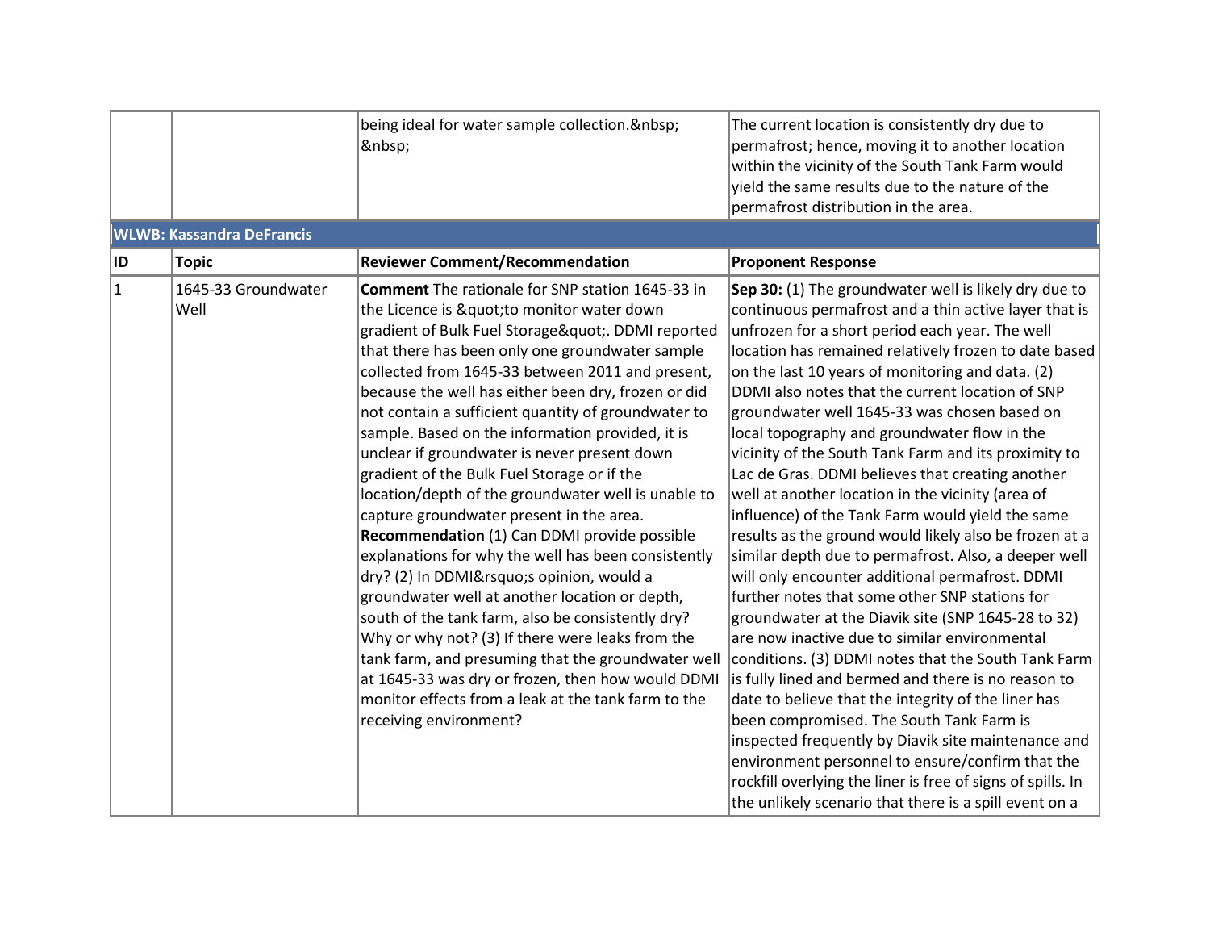|  |  | being ideal for water sample collection.&nbsp; &nbsp; | The current location is consistently dry due to permafrost; hence, moving it to another location within the vicinity of the South Tank Farm would yield the same results due to the nature of the permafrost distribution in the area. |
|---|---|---|---|

**WLWB: Kassandra DeFrancis**

| ID | Topic | Reviewer Comment/Recommendation | Proponent Response |
|---|---|---|---|
| 1 | 1645-33 Groundwater Well | **Comment** The rationale for SNP station 1645-33 in the Licence is &quot;to monitor water down gradient of Bulk Fuel Storage&quot;. DDMI reported that there has been only one groundwater sample collected from 1645-33 between 2011 and present, because the well has either been dry, frozen or did not contain a sufficient quantity of groundwater to sample. Based on the information provided, it is unclear if groundwater is never present down gradient of the Bulk Fuel Storage or if the location/depth of the groundwater well is unable to capture groundwater present in the area. **Recommendation** (1) Can DDMI provide possible explanations for why the well has been consistently dry? (2) In DDMI&rsquo;s opinion, would a groundwater well at another location or depth, south of the tank farm, also be consistently dry? Why or why not? (3) If there were leaks from the tank farm, and presuming that the groundwater well at 1645-33 was dry or frozen, then how would DDMI monitor effects from a leak at the tank farm to the receiving environment? | **Sep 30:** (1) The groundwater well is likely dry due to continuous permafrost and a thin active layer that is unfrozen for a short period each year. The well location has remained relatively frozen to date based on the last 10 years of monitoring and data. (2) DDMI also notes that the current location of SNP groundwater well 1645-33 was chosen based on local topography and groundwater flow in the vicinity of the South Tank Farm and its proximity to Lac de Gras. DDMI believes that creating another well at another location in the vicinity (area of influence) of the Tank Farm would yield the same results as the ground would likely also be frozen at a similar depth due to permafrost. Also, a deeper well will only encounter additional permafrost. DDMI further notes that some other SNP stations for groundwater at the Diavik site (SNP 1645-28 to 32) are now inactive due to similar environmental conditions. (3) DDMI notes that the South Tank Farm is fully lined and bermed and there is no reason to date to believe that the integrity of the liner has been compromised. The South Tank Farm is inspected frequently by Diavik site maintenance and environment personnel to ensure/confirm that the rockfill overlying the liner is free of signs of spills. In the unlikely scenario that there is a spill event on a |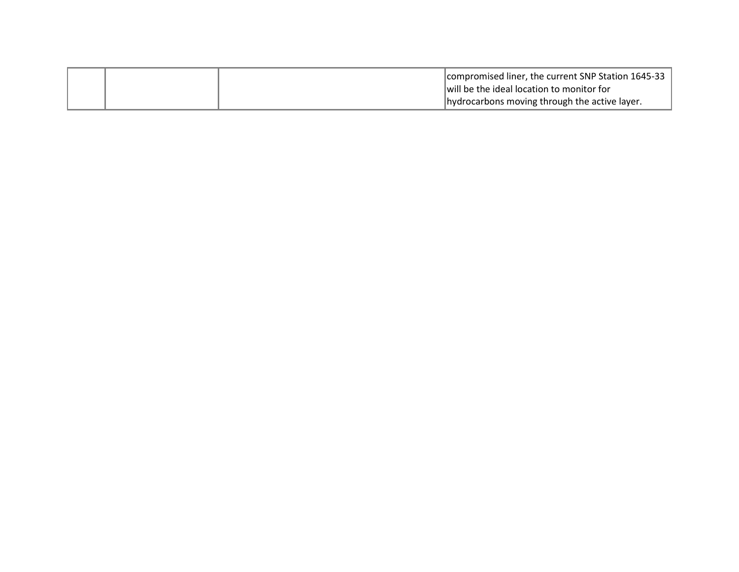| | | | |
|---|---|---|---|
| | | | compromised liner, the current SNP Station 1645-33 will be the ideal location to monitor for hydrocarbons moving through the active layer. |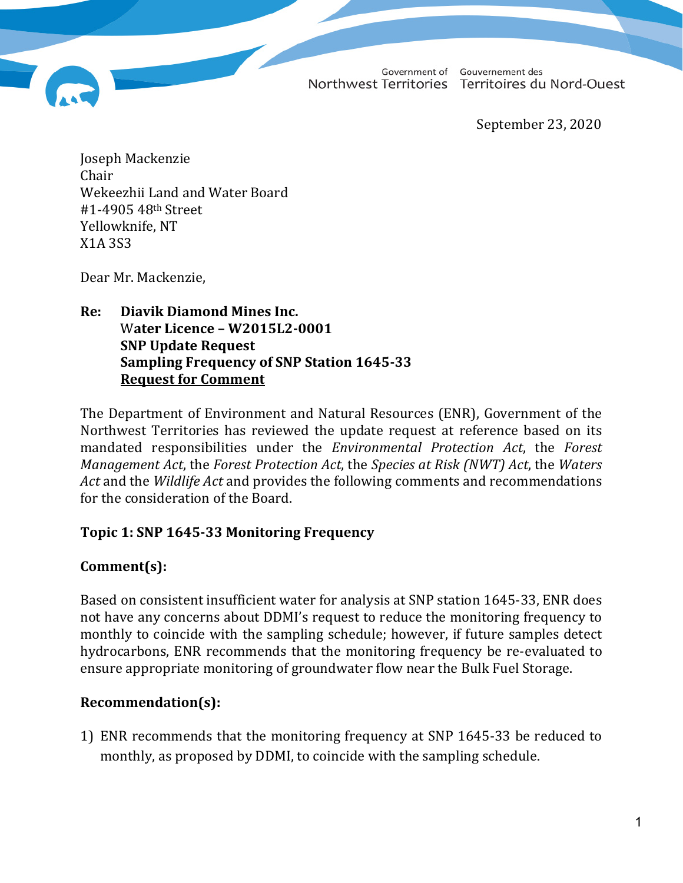Government of Northwest Territories Gouvernement des Territoires du Nord-Ouest

September 23, 2020

Joseph Mackenzie
Chair
Wekeezhii Land and Water Board
#1-4905 48th Street
Yellowknife, NT
X1A 3S3

Dear Mr. Mackenzie,

**Re: Diavik Diamond Mines Inc.**
**Water Licence – W2015L2-0001**
**SNP Update Request**
**Sampling Frequency of SNP Station 1645-33**
**<u>Request for Comment</u>**

The Department of Environment and Natural Resources (ENR), Government of the Northwest Territories has reviewed the update request at reference based on its mandated responsibilities under the *Environmental Protection Act*, the *Forest Management Act*, the *Forest Protection Act*, the *Species at Risk (NWT) Act*, the *Waters Act* and the *Wildlife Act* and provides the following comments and recommendations for the consideration of the Board.

**Topic 1: SNP 1645-33 Monitoring Frequency**

**Comment(s):**

Based on consistent insufficient water for analysis at SNP station 1645-33, ENR does not have any concerns about DDMI's request to reduce the monitoring frequency to monthly to coincide with the sampling schedule; however, if future samples detect hydrocarbons, ENR recommends that the monitoring frequency be re-evaluated to ensure appropriate monitoring of groundwater flow near the Bulk Fuel Storage.

**Recommendation(s):**

1) ENR recommends that the monitoring frequency at SNP 1645-33 be reduced to monthly, as proposed by DDMI, to coincide with the sampling schedule.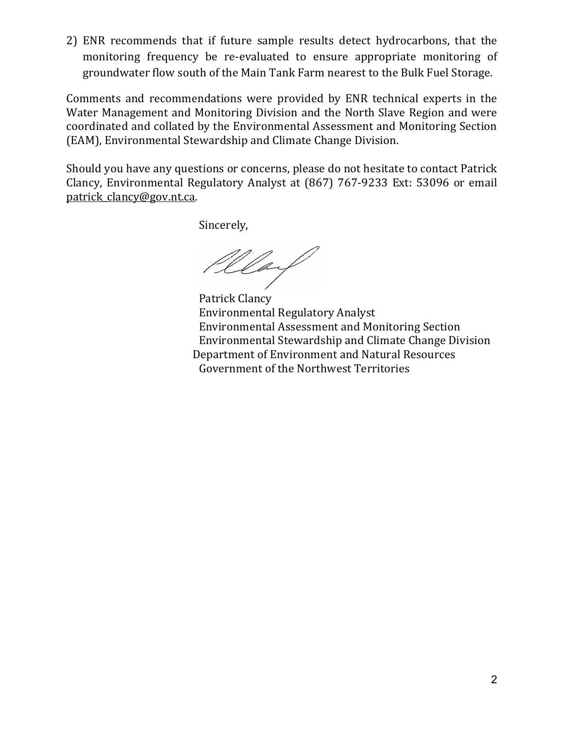2) ENR recommends that if future sample results detect hydrocarbons, that the monitoring frequency be re-evaluated to ensure appropriate monitoring of groundwater flow south of the Main Tank Farm nearest to the Bulk Fuel Storage.

Comments and recommendations were provided by ENR technical experts in the Water Management and Monitoring Division and the North Slave Region and were coordinated and collated by the Environmental Assessment and Monitoring Section (EAM), Environmental Stewardship and Climate Change Division.

Should you have any questions or concerns, please do not hesitate to contact Patrick Clancy, Environmental Regulatory Analyst at (867) 767-9233 Ext: 53096 or email patrick_clancy@gov.nt.ca.

Sincerely,

Patrick Clancy
Environmental Regulatory Analyst
Environmental Assessment and Monitoring Section
Environmental Stewardship and Climate Change Division
Department of Environment and Natural Resources
Government of the Northwest Territories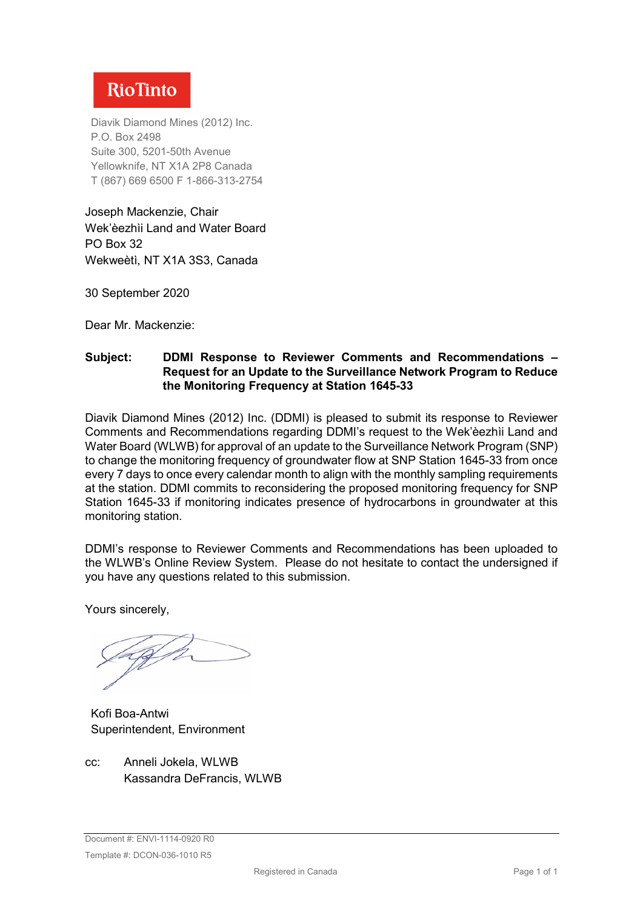**RioTinto**

Diavik Diamond Mines (2012) Inc.
P.O. Box 2498
Suite 300, 5201-50th Avenue
Yellowknife, NT X1A 2P8 Canada
T (867) 669 6500 F 1-866-313-2754

Joseph Mackenzie, Chair
Wek'èezhìi Land and Water Board
PO Box 32
Wekweètì, NT X1A 3S3, Canada

30 September 2020

Dear Mr. Mackenzie:

**Subject: DDMI Response to Reviewer Comments and Recommendations – Request for an Update to the Surveillance Network Program to Reduce the Monitoring Frequency at Station 1645-33**

Diavik Diamond Mines (2012) Inc. (DDMI) is pleased to submit its response to Reviewer Comments and Recommendations regarding DDMI's request to the Wek'èezhìi Land and Water Board (WLWB) for approval of an update to the Surveillance Network Program (SNP) to change the monitoring frequency of groundwater flow at SNP Station 1645-33 from once every 7 days to once every calendar month to align with the monthly sampling requirements at the station. DDMI commits to reconsidering the proposed monitoring frequency for SNP Station 1645-33 if monitoring indicates presence of hydrocarbons in groundwater at this monitoring station.

DDMI's response to Reviewer Comments and Recommendations has been uploaded to the WLWB's Online Review System. Please do not hesitate to contact the undersigned if you have any questions related to this submission.

Yours sincerely,

Kofi Boa-Antwi
Superintendent, Environment

cc: Anneli Jokela, WLWB
Kassandra DeFrancis, WLWB

Document #: ENVI-1114-0920 R0
Template #: DCON-036-1010 R5

Registered in Canada